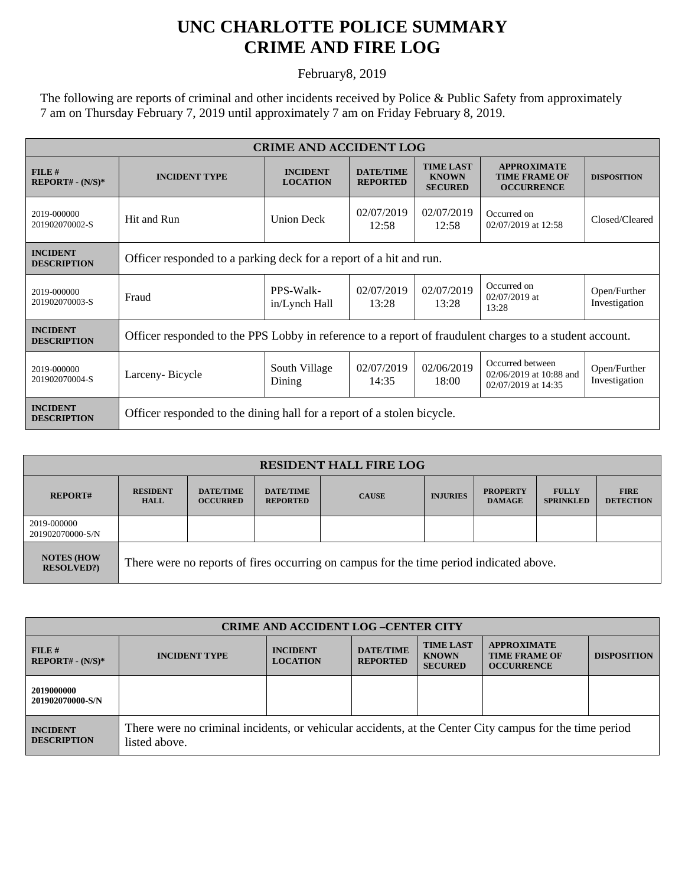# UNC CHARLOTTE POLICE SUMMARY
# CRIME AND FIRE LOG

February8, 2019

The following are reports of criminal and other incidents received by Police & Public Safety from approximately 7 am on Thursday February 7, 2019 until approximately 7 am on Friday February 8, 2019.

| CRIME AND ACCIDENT LOG | | | | | | |
|---|---|---|---|---|---|---|
| **FILE # REPORT# - (N/S)*** | **INCIDENT TYPE** | **INCIDENT LOCATION** | **DATE/TIME REPORTED** | **TIME LAST KNOWN SECURED** | **APPROXIMATE TIME FRAME OF OCCURRENCE** | **DISPOSITION** |
| 2019-000000 201902070002-S | Hit and Run | Union Deck | 02/07/2019 12:58 | 02/07/2019 12:58 | Occurred on 02/07/2019 at 12:58 | Closed/Cleared |
| **INCIDENT DESCRIPTION** | Officer responded to a parking deck for a report of a hit and run. | | | | | |
| 2019-000000 201902070003-S | Fraud | PPS-Walk-in/Lynch Hall | 02/07/2019 13:28 | 02/07/2019 13:28 | Occurred on 02/07/2019 at 13:28 | Open/Further Investigation |
| **INCIDENT DESCRIPTION** | Officer responded to the PPS Lobby in reference to a report of fraudulent charges to a student account. | | | | | |
| 2019-000000 201902070004-S | Larceny- Bicycle | South Village Dining | 02/07/2019 14:35 | 02/06/2019 18:00 | Occurred between 02/06/2019 at 10:88 and 02/07/2019 at 14:35 | Open/Further Investigation |
| **INCIDENT DESCRIPTION** | Officer responded to the dining hall for a report of a stolen bicycle. | | | | | |

| RESIDENT HALL FIRE LOG | | | | | | | | |
|---|---|---|---|---|---|---|---|---|
| **REPORT#** | **RESIDENT HALL** | **DATE/TIME OCCURRED** | **DATE/TIME REPORTED** | **CAUSE** | **INJURIES** | **PROPERTY DAMAGE** | **FULLY SPRINKLED** | **FIRE DETECTION** |
| 2019-000000 201902070000-S/N | | | | | | | | |
| **NOTES (HOW RESOLVED?)** | There were no reports of fires occurring on campus for the time period indicated above. | | | | | | | |

| CRIME AND ACCIDENT LOG –CENTER CITY | | | | | | |
|---|---|---|---|---|---|---|
| **FILE # REPORT# - (N/S)*** | **INCIDENT TYPE** | **INCIDENT LOCATION** | **DATE/TIME REPORTED** | **TIME LAST KNOWN SECURED** | **APPROXIMATE TIME FRAME OF OCCURRENCE** | **DISPOSITION** |
| **2019000000 201902070000-S/N** | | | | | | |
| **INCIDENT DESCRIPTION** | There were no criminal incidents, or vehicular accidents, at the Center City campus for the time period listed above. | | | | | |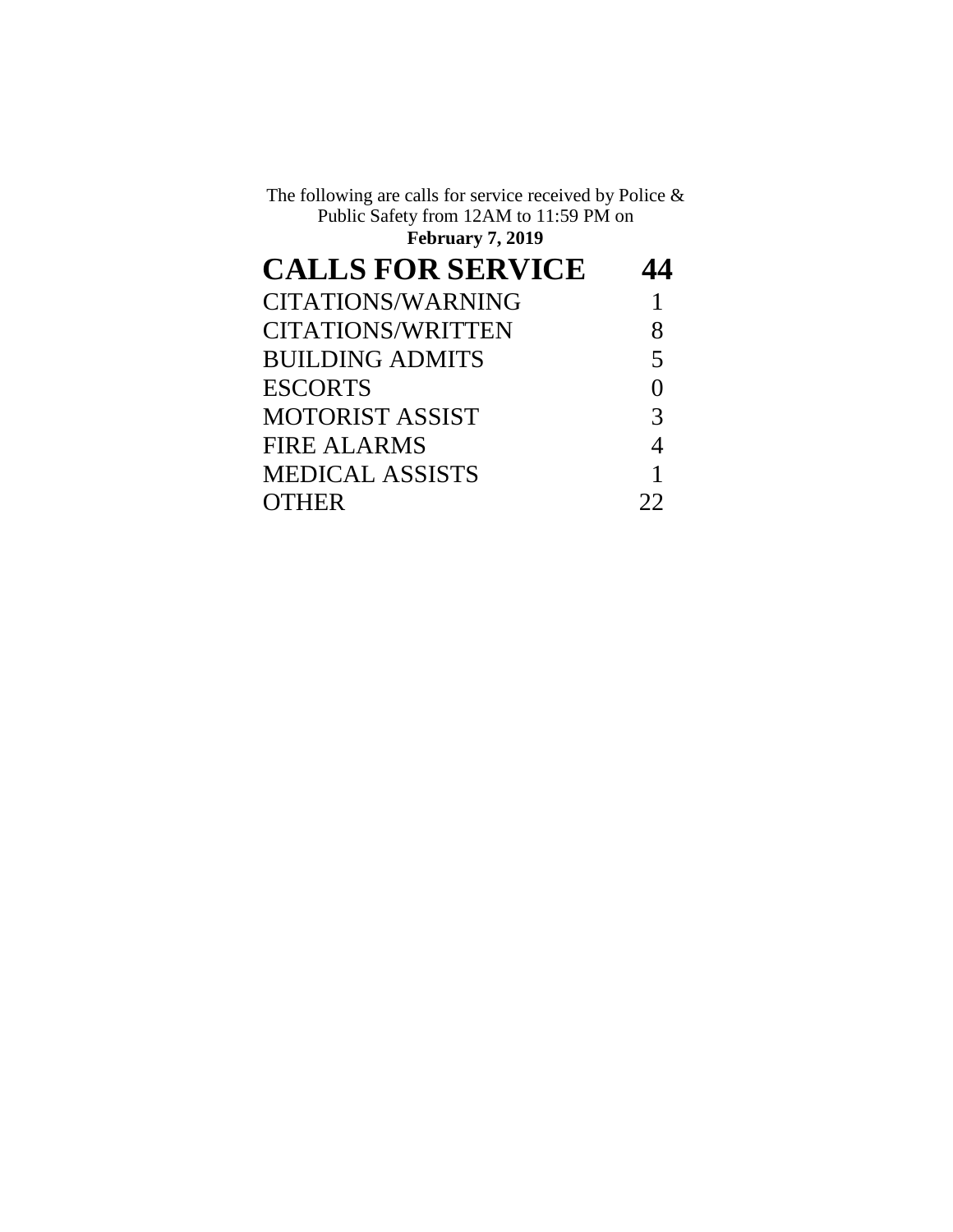The following are calls for service received by Police & Public Safety from 12AM to 11:59 PM on

**February 7, 2019**

| | |
|---|---|
| **CALLS FOR SERVICE** | **44** |
| CITATIONS/WARNING | 1 |
| CITATIONS/WRITTEN | 8 |
| BUILDING ADMITS | 5 |
| ESCORTS | 0 |
| MOTORIST ASSIST | 3 |
| FIRE ALARMS | 4 |
| MEDICAL ASSISTS | 1 |
| OTHER | 22 |